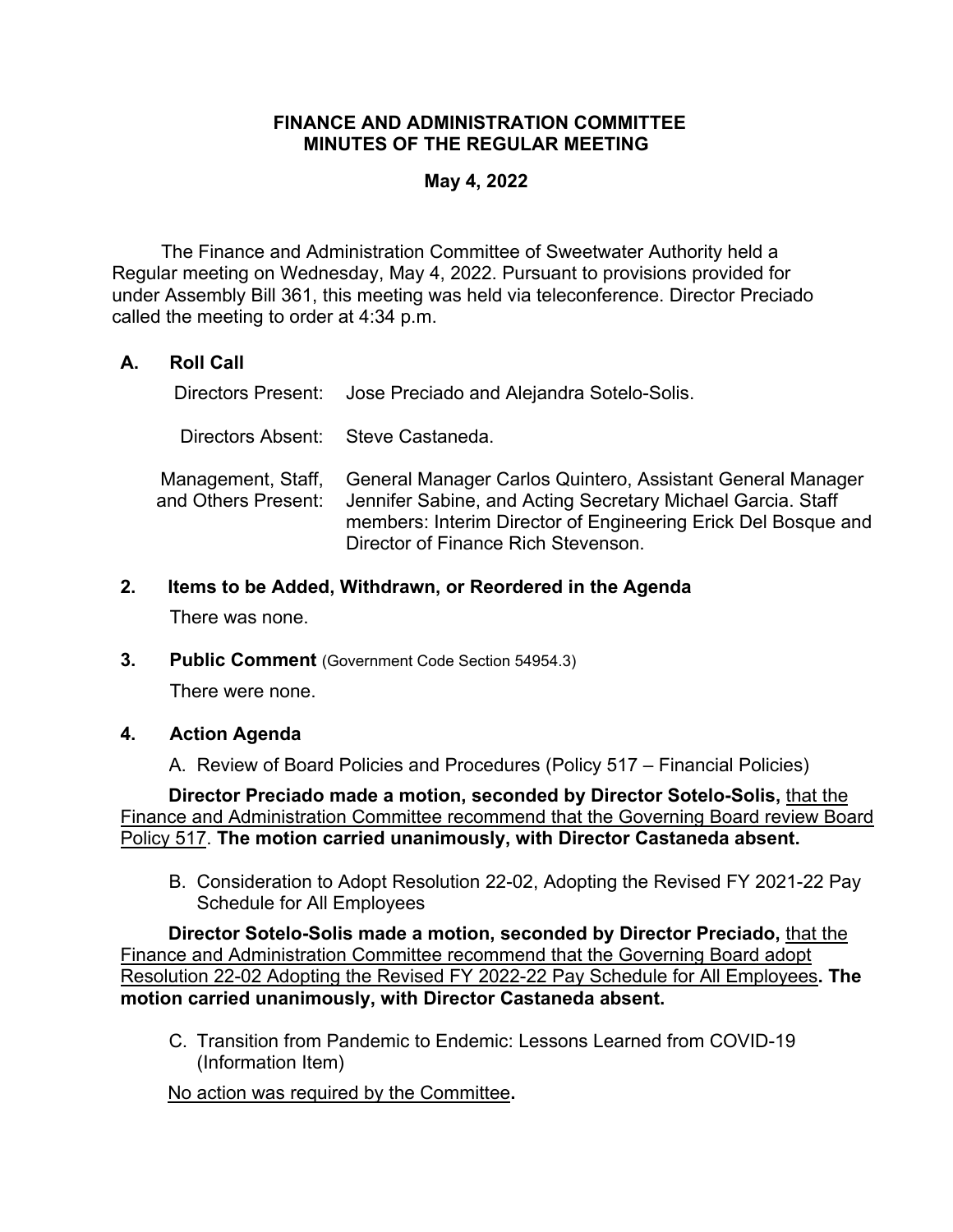**FINANCE AND ADMINISTRATION COMMITTEE**
**MINUTES OF THE REGULAR MEETING**

**May 4, 2022**

The Finance and Administration Committee of Sweetwater Authority held a Regular meeting on Wednesday, May 4, 2022. Pursuant to provisions provided for under Assembly Bill 361, this meeting was held via teleconference. Director Preciado called the meeting to order at 4:34 p.m.

**A. Roll Call**

Directors Present: Jose Preciado and Alejandra Sotelo-Solis.

Directors Absent: Steve Castaneda.

Management, Staff, and Others Present: General Manager Carlos Quintero, Assistant General Manager Jennifer Sabine, and Acting Secretary Michael Garcia. Staff members: Interim Director of Engineering Erick Del Bosque and Director of Finance Rich Stevenson.

**2. Items to be Added, Withdrawn, or Reordered in the Agenda**

There was none.

**3. Public Comment** (Government Code Section 54954.3)

There were none.

**4. Action Agenda**

A. Review of Board Policies and Procedures (Policy 517 – Financial Policies)

**Director Preciado made a motion, seconded by Director Sotelo-Solis,** that the Finance and Administration Committee recommend that the Governing Board review Board Policy 517. **The motion carried unanimously, with Director Castaneda absent.**

B. Consideration to Adopt Resolution 22-02, Adopting the Revised FY 2021-22 Pay Schedule for All Employees

**Director Sotelo-Solis made a motion, seconded by Director Preciado,** that the Finance and Administration Committee recommend that the Governing Board adopt Resolution 22-02 Adopting the Revised FY 2022-22 Pay Schedule for All Employees**. The motion carried unanimously, with Director Castaneda absent.**

C. Transition from Pandemic to Endemic: Lessons Learned from COVID-19 (Information Item)

No action was required by the Committee**.**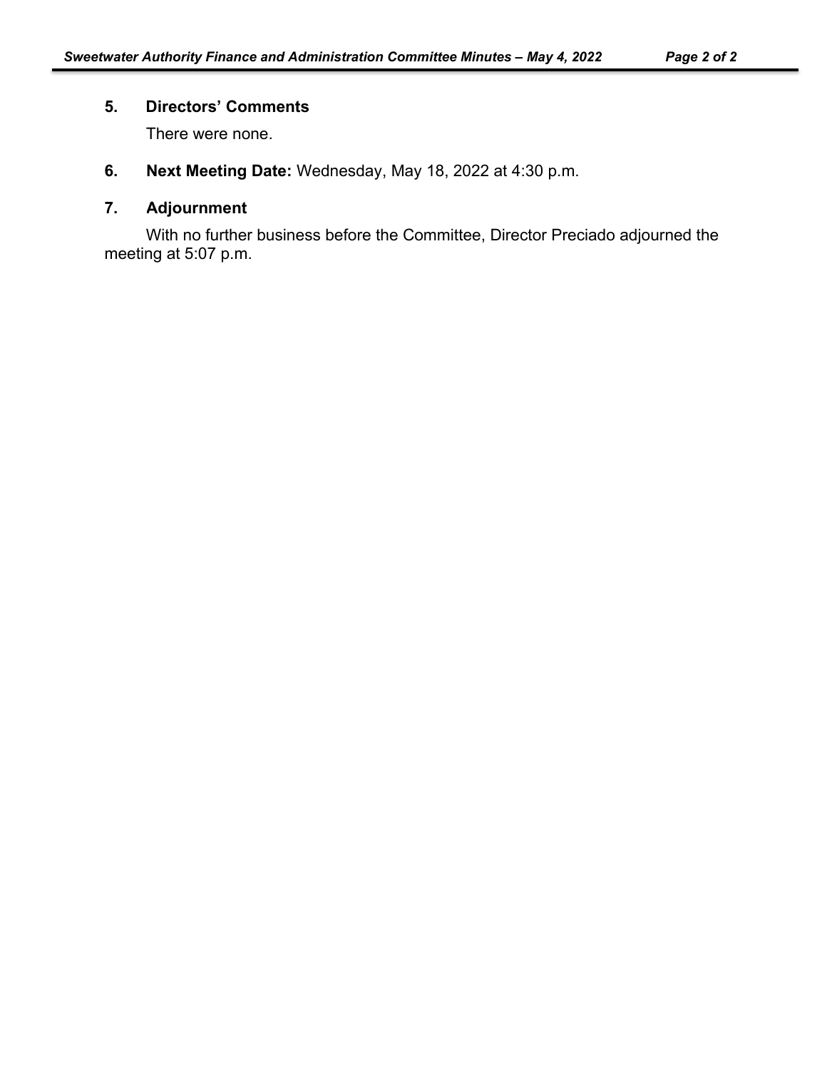## 5. Directors' Comments

There were none.

## 6. Next Meeting Date: Wednesday, May 18, 2022 at 4:30 p.m.

## 7. Adjournment

With no further business before the Committee, Director Preciado adjourned the meeting at 5:07 p.m.